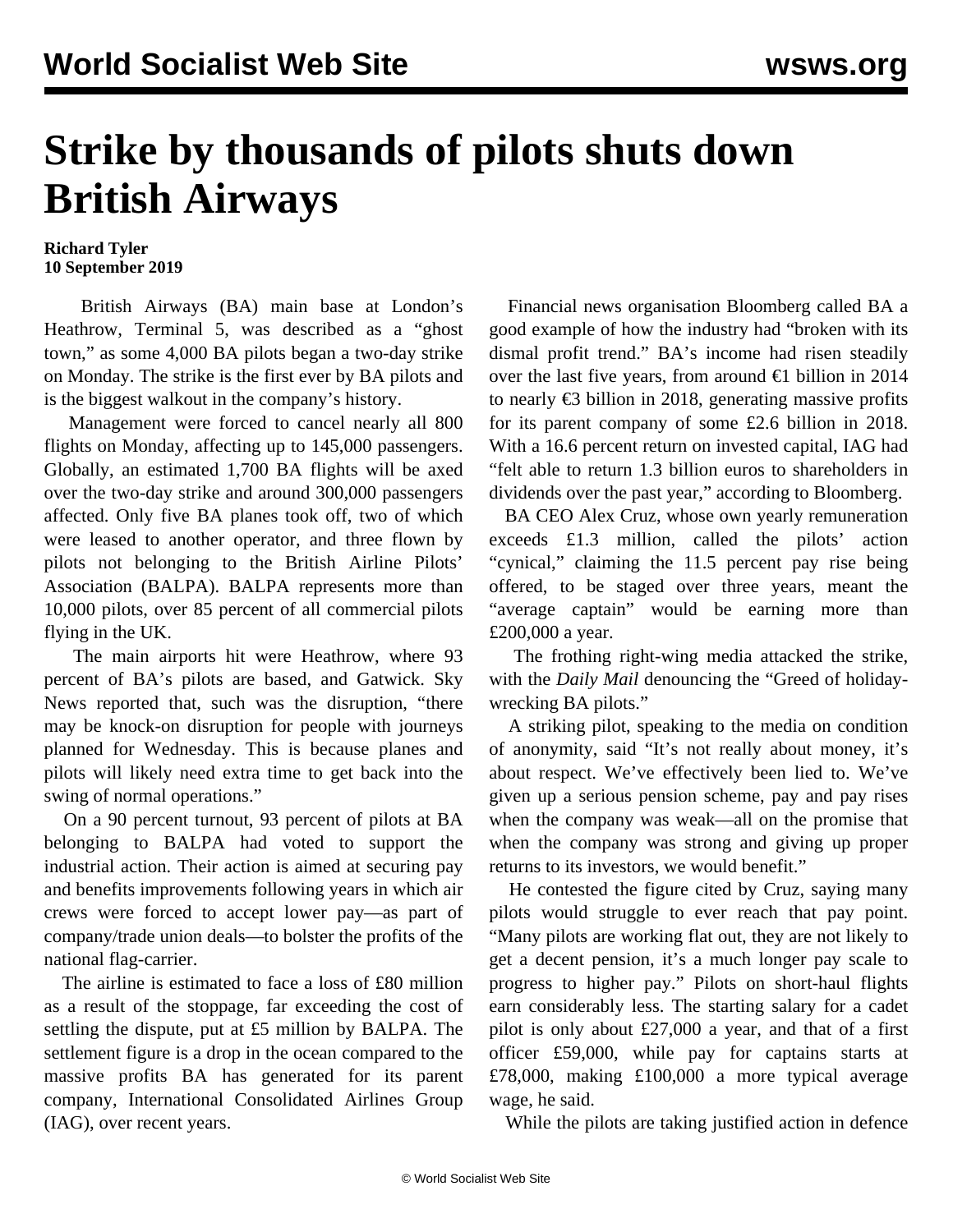# Strike by thousands of pilots shuts down British Airways

**Richard Tyler**
**10 September 2019**

British Airways (BA) main base at London's Heathrow, Terminal 5, was described as a "ghost town," as some 4,000 BA pilots began a two-day strike on Monday. The strike is the first ever by BA pilots and is the biggest walkout in the company's history.

Management were forced to cancel nearly all 800 flights on Monday, affecting up to 145,000 passengers. Globally, an estimated 1,700 BA flights will be axed over the two-day strike and around 300,000 passengers affected. Only five BA planes took off, two of which were leased to another operator, and three flown by pilots not belonging to the British Airline Pilots' Association (BALPA). BALPA represents more than 10,000 pilots, over 85 percent of all commercial pilots flying in the UK.

The main airports hit were Heathrow, where 93 percent of BA's pilots are based, and Gatwick. Sky News reported that, such was the disruption, "there may be knock-on disruption for people with journeys planned for Wednesday. This is because planes and pilots will likely need extra time to get back into the swing of normal operations."

On a 90 percent turnout, 93 percent of pilots at BA belonging to BALPA had voted to support the industrial action. Their action is aimed at securing pay and benefits improvements following years in which air crews were forced to accept lower pay—as part of company/trade union deals—to bolster the profits of the national flag-carrier.

The airline is estimated to face a loss of £80 million as a result of the stoppage, far exceeding the cost of settling the dispute, put at £5 million by BALPA. The settlement figure is a drop in the ocean compared to the massive profits BA has generated for its parent company, International Consolidated Airlines Group (IAG), over recent years.

Financial news organisation Bloomberg called BA a good example of how the industry had "broken with its dismal profit trend." BA's income had risen steadily over the last five years, from around €1 billion in 2014 to nearly €3 billion in 2018, generating massive profits for its parent company of some £2.6 billion in 2018. With a 16.6 percent return on invested capital, IAG had "felt able to return 1.3 billion euros to shareholders in dividends over the past year," according to Bloomberg.

BA CEO Alex Cruz, whose own yearly remuneration exceeds £1.3 million, called the pilots' action "cynical," claiming the 11.5 percent pay rise being offered, to be staged over three years, meant the "average captain" would be earning more than £200,000 a year.

The frothing right-wing media attacked the strike, with the *Daily Mail* denouncing the "Greed of holiday-wrecking BA pilots."

A striking pilot, speaking to the media on condition of anonymity, said "It's not really about money, it's about respect. We've effectively been lied to. We've given up a serious pension scheme, pay and pay rises when the company was weak—all on the promise that when the company was strong and giving up proper returns to its investors, we would benefit."

He contested the figure cited by Cruz, saying many pilots would struggle to ever reach that pay point. "Many pilots are working flat out, they are not likely to get a decent pension, it's a much longer pay scale to progress to higher pay." Pilots on short-haul flights earn considerably less. The starting salary for a cadet pilot is only about £27,000 a year, and that of a first officer £59,000, while pay for captains starts at £78,000, making £100,000 a more typical average wage, he said.

While the pilots are taking justified action in defence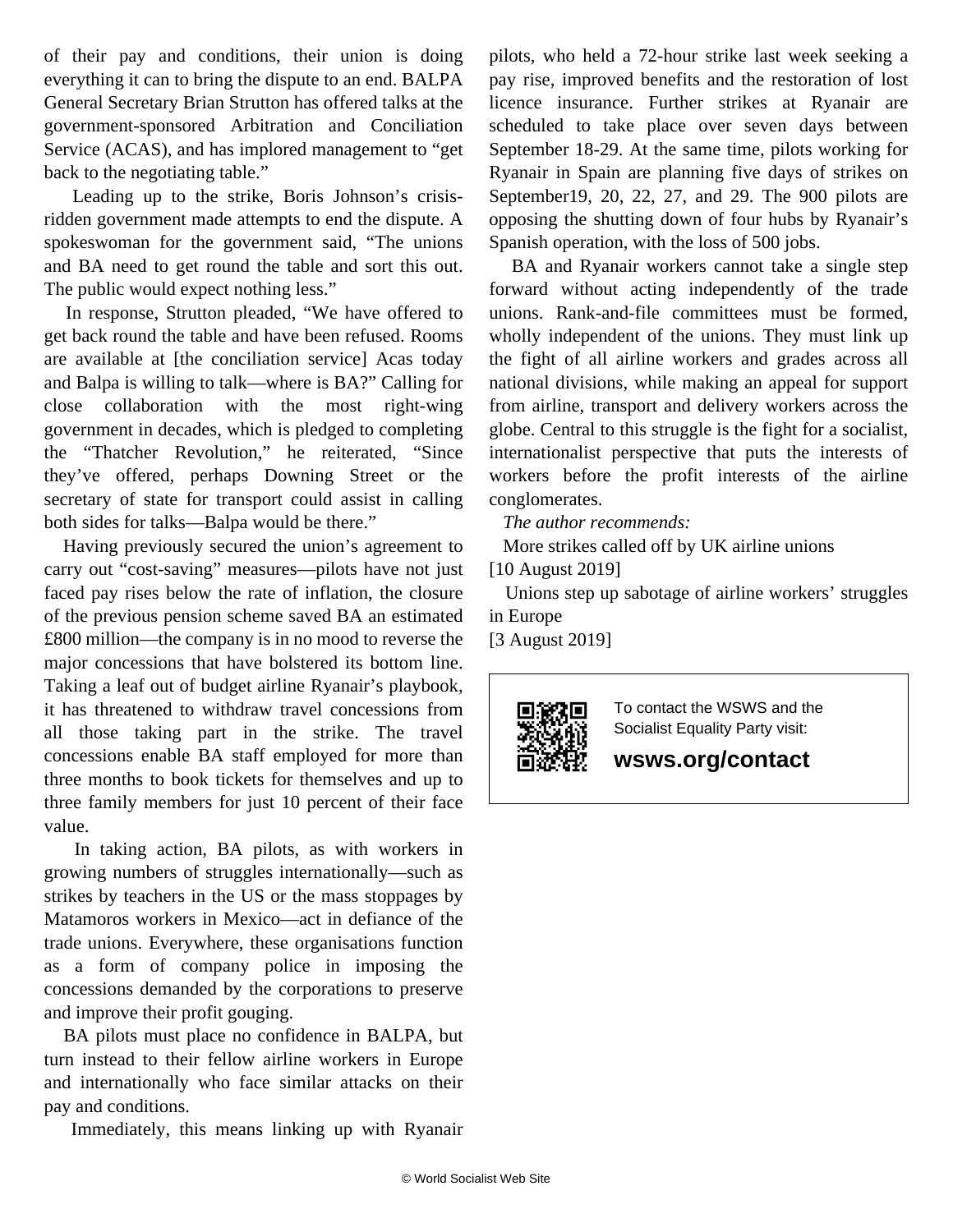of their pay and conditions, their union is doing everything it can to bring the dispute to an end. BALPA General Secretary Brian Strutton has offered talks at the government-sponsored Arbitration and Conciliation Service (ACAS), and has implored management to "get back to the negotiating table."

Leading up to the strike, Boris Johnson's crisis-ridden government made attempts to end the dispute. A spokeswoman for the government said, "The unions and BA need to get round the table and sort this out. The public would expect nothing less."

In response, Strutton pleaded, "We have offered to get back round the table and have been refused. Rooms are available at [the conciliation service] Acas today and Balpa is willing to talk—where is BA?" Calling for close collaboration with the most right-wing government in decades, which is pledged to completing the "Thatcher Revolution," he reiterated, "Since they've offered, perhaps Downing Street or the secretary of state for transport could assist in calling both sides for talks—Balpa would be there."

Having previously secured the union's agreement to carry out "cost-saving" measures—pilots have not just faced pay rises below the rate of inflation, the closure of the previous pension scheme saved BA an estimated £800 million—the company is in no mood to reverse the major concessions that have bolstered its bottom line. Taking a leaf out of budget airline Ryanair's playbook, it has threatened to withdraw travel concessions from all those taking part in the strike. The travel concessions enable BA staff employed for more than three months to book tickets for themselves and up to three family members for just 10 percent of their face value.

In taking action, BA pilots, as with workers in growing numbers of struggles internationally—such as strikes by teachers in the US or the mass stoppages by Matamoros workers in Mexico—act in defiance of the trade unions. Everywhere, these organisations function as a form of company police in imposing the concessions demanded by the corporations to preserve and improve their profit gouging.

BA pilots must place no confidence in BALPA, but turn instead to their fellow airline workers in Europe and internationally who face similar attacks on their pay and conditions.

Immediately, this means linking up with Ryanair pilots, who held a 72-hour strike last week seeking a pay rise, improved benefits and the restoration of lost licence insurance. Further strikes at Ryanair are scheduled to take place over seven days between September 18-29. At the same time, pilots working for Ryanair in Spain are planning five days of strikes on September19, 20, 22, 27, and 29. The 900 pilots are opposing the shutting down of four hubs by Ryanair's Spanish operation, with the loss of 500 jobs.

BA and Ryanair workers cannot take a single step forward without acting independently of the trade unions. Rank-and-file committees must be formed, wholly independent of the unions. They must link up the fight of all airline workers and grades across all national divisions, while making an appeal for support from airline, transport and delivery workers across the globe. Central to this struggle is the fight for a socialist, internationalist perspective that puts the interests of workers before the profit interests of the airline conglomerates.

*The author recommends:*

More strikes called off by UK airline unions
[10 August 2019]

Unions step up sabotage of airline workers' struggles in Europe
[3 August 2019]

To contact the WSWS and the Socialist Equality Party visit:

**wsws.org/contact**